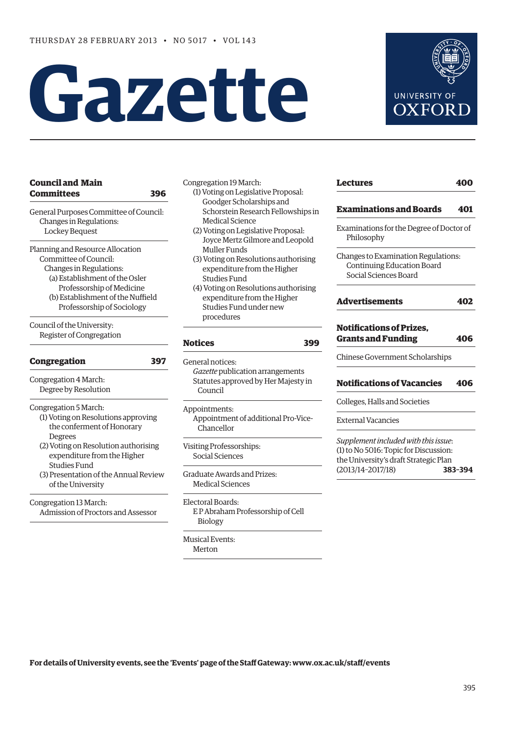THURSDAY 28 FEBRUARY 2013 • NO 5017 • VOL 143

# Gazette

UNIVERSITY OF OXFORD

## Council and Main Committees — 396

General Purposes Committee of Council:
- Changes in Regulations:
  - Lockey Bequest

Planning and Resource Allocation Committee of Council:
- Changes in Regulations:
  - (a) Establishment of the Osler Professorship of Medicine
  - (b) Establishment of the Nuffield Professorship of Sociology

Council of the University:
- Register of Congregation

## Congregation — 397

Congregation 4 March:
- Degree by Resolution

Congregation 5 March:
- (1) Voting on Resolutions approving the conferment of Honorary Degrees
- (2) Voting on Resolution authorising expenditure from the Higher Studies Fund
- (3) Presentation of the Annual Review of the University

Congregation 13 March:
- Admission of Proctors and Assessor

Congregation 19 March:
- (1) Voting on Legislative Proposal: Goodger Scholarships and Schorstein Research Fellowships in Medical Science
- (2) Voting on Legislative Proposal: Joyce Mertz Gilmore and Leopold Muller Funds
- (3) Voting on Resolutions authorising expenditure from the Higher Studies Fund
- (4) Voting on Resolutions authorising expenditure from the Higher Studies Fund under new procedures

## Notices — 399

General notices:
- *Gazette* publication arrangements
- Statutes approved by Her Majesty in Council

Appointments:
- Appointment of additional Pro-Vice-Chancellor

Visiting Professorships:
- Social Sciences

Graduate Awards and Prizes:
- Medical Sciences

Electoral Boards:
- E P Abraham Professorship of Cell Biology

Musical Events:
- Merton

## Lectures — 400

## Examinations and Boards — 401

Examinations for the Degree of Doctor of Philosophy

Changes to Examination Regulations:
- Continuing Education Board
- Social Sciences Board

## Advertisements — 402

## Notifications of Prizes, Grants and Funding — 406

Chinese Government Scholarships

## Notifications of Vacancies — 406

Colleges, Halls and Societies

External Vacancies

*Supplement included with this issue*:
(1) to No 5016: Topic for Discussion: the University's draft Strategic Plan (2013/14–2017/18) — **383–394**

**For details of University events, see the 'Events' page of the Staff Gateway: www.ox.ac.uk/staff/events**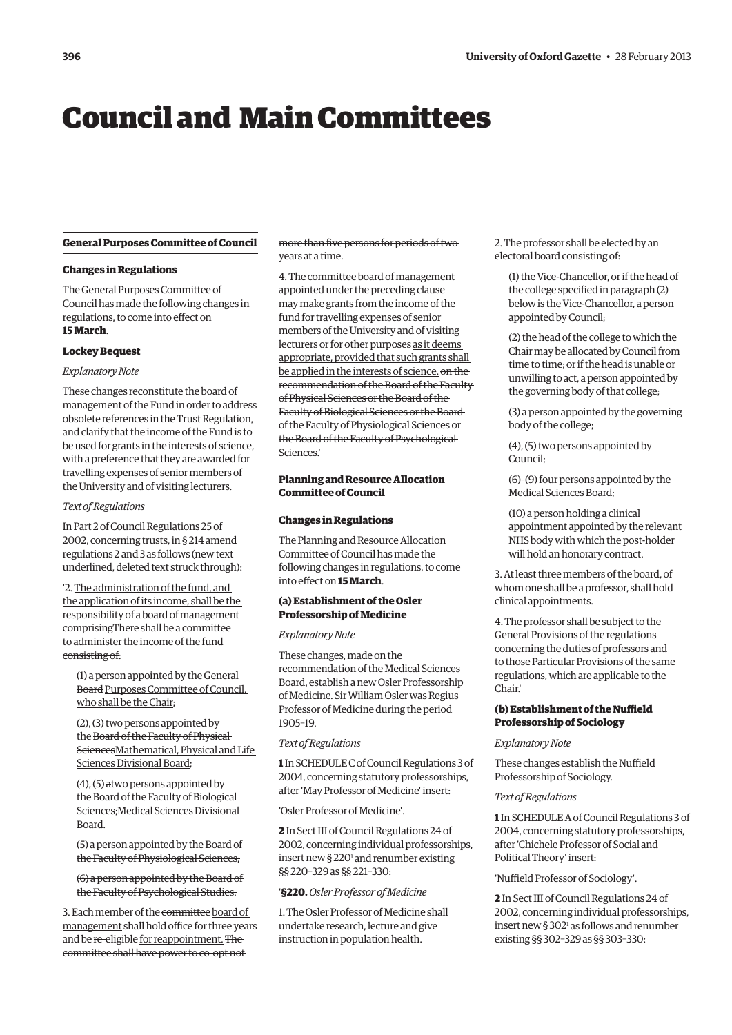# Council and Main Committees

## General Purposes Committee of Council

### Changes in Regulations

The General Purposes Committee of Council has made the following changes in regulations, to come into effect on **15 March**.

#### Lockey Bequest

*Explanatory Note*

These changes reconstitute the board of management of the Fund in order to address obsolete references in the Trust Regulation, and clarify that the income of the Fund is to be used for grants in the interests of science, with a preference that they are awarded for travelling expenses of senior members of the University and of visiting lecturers.

*Text of Regulations*

In Part 2 of Council Regulations 25 of 2002, concerning trusts, in § 214 amend regulations 2 and 3 as follows (new text underlined, deleted text struck through):

'2. <u>The administration of the fund, and the application of its income, shall be the responsibility of a board of management comprising</u>~~There shall be a committee to administer the income of the fund consisting of~~:

(1) a person appointed by the General ~~Board~~ <u>Purposes Committee of Council, who shall be the Chair</u>;

(2), (3) two persons appointed by the ~~Board of the Faculty of Physical Sciences~~<u>Mathematical, Physical and Life Sciences Divisional Board</u>;

(4)<u>, (5)</u> ~~a~~<u>two</u> person<u>s</u> appointed by the ~~Board of the Faculty of Biological Sciences;~~<u>Medical Sciences Divisional Board.</u>

~~(5) a person appointed by the Board of the Faculty of Physiological Sciences;~~

~~(6) a person appointed by the Board of the Faculty of Psychological Studies.~~

3. Each member of the ~~committee~~ <u>board of management</u> shall hold office for three years and be ~~re-~~eligible <u>for reappointment.</u> ~~The committee shall have power to co-opt not more than five persons for periods of two years at a time.~~

4. The ~~committee~~ <u>board of management</u> appointed under the preceding clause may make grants from the income of the fund for travelling expenses of senior members of the University and of visiting lecturers or for other purposes <u>as it deems appropriate, provided that such grants shall be applied in the interests of science.</u> ~~on the recommendation of the Board of the Faculty of Physical Sciences or the Board of the Faculty of Biological Sciences or the Board of the Faculty of Physiological Sciences or the Board of the Faculty of Psychological Sciences.~~'

## Planning and Resource Allocation Committee of Council

### Changes in Regulations

The Planning and Resource Allocation Committee of Council has made the following changes in regulations, to come into effect on **15 March**.

#### (a) Establishment of the Osler Professorship of Medicine

*Explanatory Note*

These changes, made on the recommendation of the Medical Sciences Board, establish a new Osler Professorship of Medicine. Sir William Osler was Regius Professor of Medicine during the period 1905–19.

*Text of Regulations*

**1** In SCHEDULE C of Council Regulations 3 of 2004, concerning statutory professorships, after 'May Professor of Medicine' insert:

'Osler Professor of Medicine'.

**2** In Sect III of Council Regulations 24 of 2002, concerning individual professorships, insert new § 220[1] and renumber existing §§ 220–329 as §§ 221–330:

'**§ 220.** *Osler Professor of Medicine*

1. The Osler Professor of Medicine shall undertake research, lecture and give instruction in population health.

2. The professor shall be elected by an electoral board consisting of:

(1) the Vice-Chancellor, or if the head of the college specified in paragraph (2) below is the Vice-Chancellor, a person appointed by Council;

(2) the head of the college to which the Chair may be allocated by Council from time to time; or if the head is unable or unwilling to act, a person appointed by the governing body of that college;

(3) a person appointed by the governing body of the college;

(4), (5) two persons appointed by Council;

(6)–(9) four persons appointed by the Medical Sciences Board;

(10) a person holding a clinical appointment appointed by the relevant NHS body with which the post-holder will hold an honorary contract.

3. At least three members of the board, of whom one shall be a professor, shall hold clinical appointments.

4. The professor shall be subject to the General Provisions of the regulations concerning the duties of professors and to those Particular Provisions of the same regulations, which are applicable to the Chair.'

#### (b) Establishment of the Nuffield Professorship of Sociology

*Explanatory Note*

These changes establish the Nuffield Professorship of Sociology.

*Text of Regulations*

**1** In SCHEDULE A of Council Regulations 3 of 2004, concerning statutory professorships, after 'Chichele Professor of Social and Political Theory' insert:

'Nuffield Professor of Sociology'.

**2** In Sect III of Council Regulations 24 of 2002, concerning individual professorships, insert new § 302[1] as follows and renumber existing §§ 302–329 as §§ 303–330: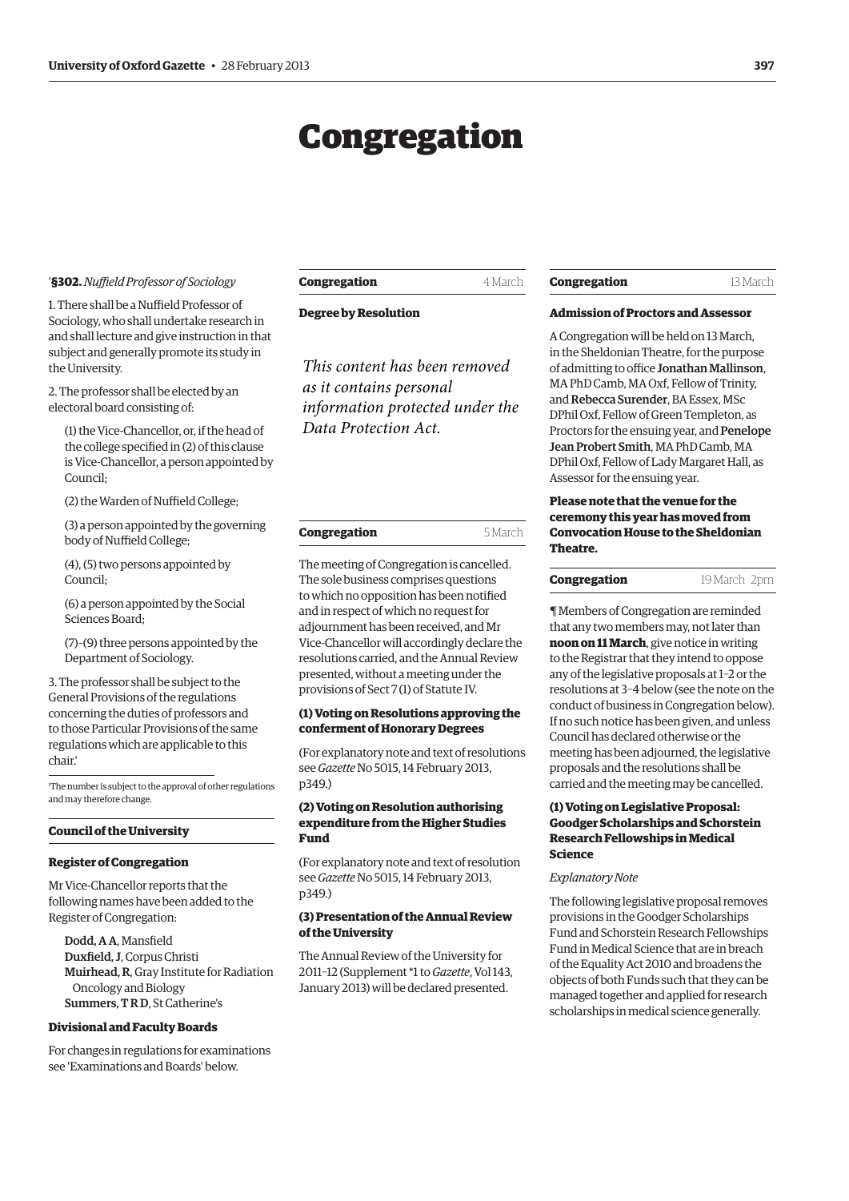# Congregation

'**§302.** *Nuffield Professor of Sociology*

1. There shall be a Nuffield Professor of Sociology, who shall undertake research in and shall lecture and give instruction in that subject and generally promote its study in the University.

2. The professor shall be elected by an electoral board consisting of:

(1) the Vice-Chancellor, or, if the head of the college specified in (2) of this clause is Vice-Chancellor, a person appointed by Council;

(2) the Warden of Nuffield College;

(3) a person appointed by the governing body of Nuffield College;

(4), (5) two persons appointed by Council;

(6) a person appointed by the Social Sciences Board;

(7)–(9) three persons appointed by the Department of Sociology.

3. The professor shall be subject to the General Provisions of the regulations concerning the duties of professors and to those Particular Provisions of the same regulations which are applicable to this chair.'

[1]The number is subject to the approval of other regulations and may therefore change.

## Council of the University

### Register of Congregation

Mr Vice-Chancellor reports that the following names have been added to the Register of Congregation:

**Dodd, A A**, Mansfield
**Duxfield, J**, Corpus Christi
**Muirhead, R**, Gray Institute for Radiation Oncology and Biology
**Summers, T R D**, St Catherine's

### Divisional and Faculty Boards

For changes in regulations for examinations see 'Examinations and Boards' below.

## Congregation — 4 March

### Degree by Resolution

*This content has been removed as it contains personal information protected under the Data Protection Act.*

## Congregation — 5 March

The meeting of Congregation is cancelled. The sole business comprises questions to which no opposition has been notified and in respect of which no request for adjournment has been received, and Mr Vice-Chancellor will accordingly declare the resolutions carried, and the Annual Review presented, without a meeting under the provisions of Sect 7 (1) of Statute IV.

### (1) Voting on Resolutions approving the conferment of Honorary Degrees

(For explanatory note and text of resolutions see *Gazette* No 5015, 14 February 2013, p349.)

### (2) Voting on Resolution authorising expenditure from the Higher Studies Fund

(For explanatory note and text of resolution see *Gazette* No 5015, 14 February 2013, p349.)

### (3) Presentation of the Annual Review of the University

The Annual Review of the University for 2011–12 (Supplement *1 to *Gazette*, Vol 143, January 2013) will be declared presented.

## Congregation — 13 March

### Admission of Proctors and Assessor

A Congregation will be held on 13 March, in the Sheldonian Theatre, for the purpose of admitting to office **Jonathan Mallinson**, MA PhD Camb, MA Oxf, Fellow of Trinity, and **Rebecca Surender**, BA Essex, MSc DPhil Oxf, Fellow of Green Templeton, as Proctors for the ensuing year, and **Penelope Jean Probert Smith**, MA PhD Camb, MA DPhil Oxf, Fellow of Lady Margaret Hall, as Assessor for the ensuing year.

**Please note that the venue for the ceremony this year has moved from Convocation House to the Sheldonian Theatre.**

## Congregation — 19 March 2pm

¶ Members of Congregation are reminded that any two members may, not later than **noon on 11 March**, give notice in writing to the Registrar that they intend to oppose any of the legislative proposals at 1–2 or the resolutions at 3–4 below (see the note on the conduct of business in Congregation below). If no such notice has been given, and unless Council has declared otherwise or the meeting has been adjourned, the legislative proposals and the resolutions shall be carried and the meeting may be cancelled.

### (1) Voting on Legislative Proposal: Goodger Scholarships and Schorstein Research Fellowships in Medical Science

*Explanatory Note*

The following legislative proposal removes provisions in the Goodger Scholarships Fund and Schorstein Research Fellowships Fund in Medical Science that are in breach of the Equality Act 2010 and broadens the objects of both Funds such that they can be managed together and applied for research scholarships in medical science generally.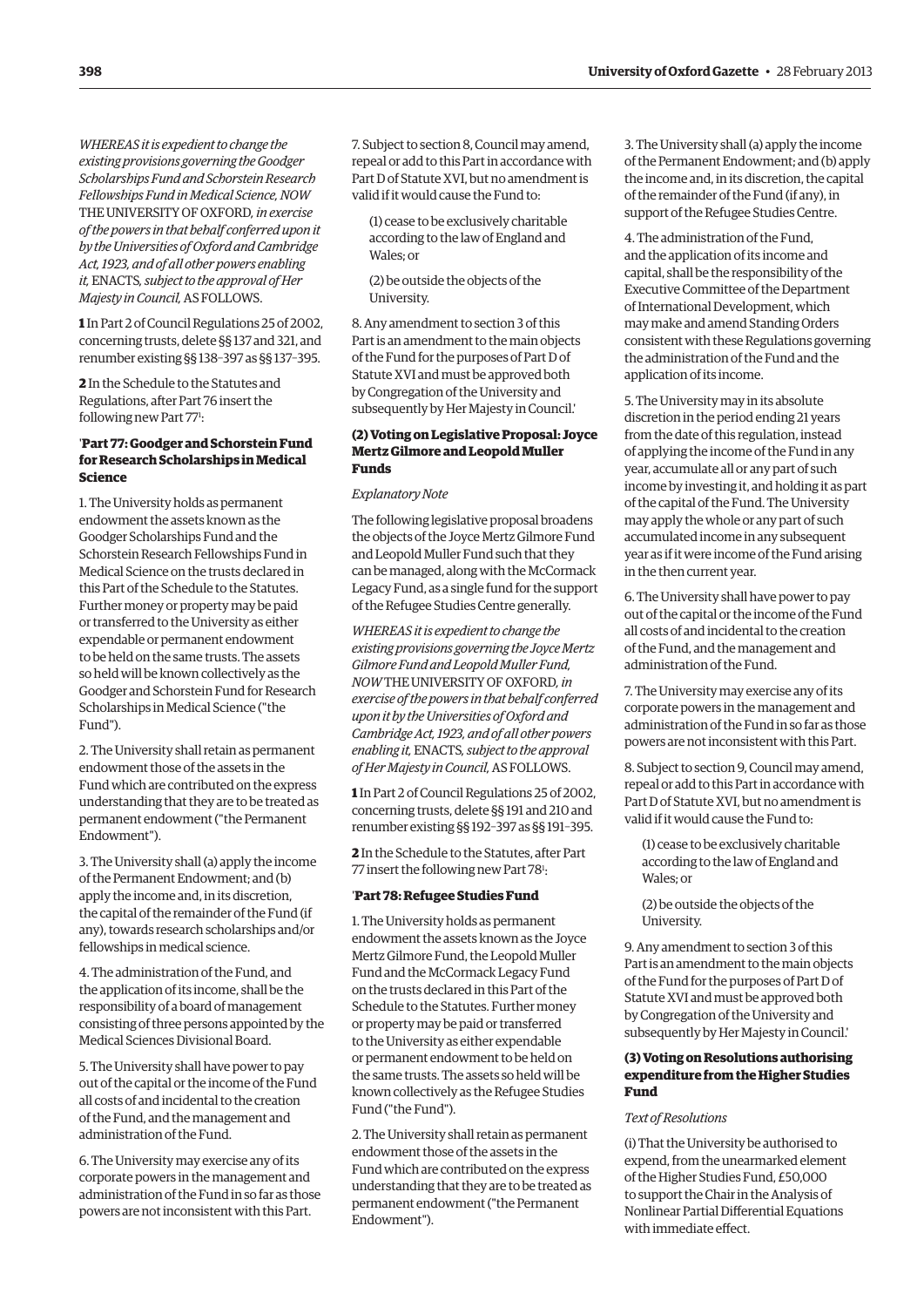*WHEREAS it is expedient to change the existing provisions governing the Goodger Scholarships Fund and Schorstein Research Fellowships Fund in Medical Science, NOW* THE UNIVERSITY OF OXFORD*, in exercise of the powers in that behalf conferred upon it by the Universities of Oxford and Cambridge Act, 1923, and of all other powers enabling it,* ENACTS*, subject to the approval of Her Majesty in Council,* AS FOLLOWS.

**1** In Part 2 of Council Regulations 25 of 2002, concerning trusts, delete §§ 137 and 321, and renumber existing §§ 138–397 as §§ 137–395.

**2** In the Schedule to the Statutes and Regulations, after Part 76 insert the following new Part 77[1]:

'**Part 77: Goodger and Schorstein Fund for Research Scholarships in Medical Science**

1. The University holds as permanent endowment the assets known as the Goodger Scholarships Fund and the Schorstein Research Fellowships Fund in Medical Science on the trusts declared in this Part of the Schedule to the Statutes. Further money or property may be paid or transferred to the University as either expendable or permanent endowment to be held on the same trusts. The assets so held will be known collectively as the Goodger and Schorstein Fund for Research Scholarships in Medical Science ("the Fund").

2. The University shall retain as permanent endowment those of the assets in the Fund which are contributed on the express understanding that they are to be treated as permanent endowment ("the Permanent Endowment").

3. The University shall (a) apply the income of the Permanent Endowment; and (b) apply the income and, in its discretion, the capital of the remainder of the Fund (if any), towards research scholarships and/or fellowships in medical science.

4. The administration of the Fund, and the application of its income, shall be the responsibility of a board of management consisting of three persons appointed by the Medical Sciences Divisional Board.

5. The University shall have power to pay out of the capital or the income of the Fund all costs of and incidental to the creation of the Fund, and the management and administration of the Fund.

6. The University may exercise any of its corporate powers in the management and administration of the Fund in so far as those powers are not inconsistent with this Part.

7. Subject to section 8, Council may amend, repeal or add to this Part in accordance with Part D of Statute XVI, but no amendment is valid if it would cause the Fund to:

(1) cease to be exclusively charitable according to the law of England and Wales; or

(2) be outside the objects of the University.

8. Any amendment to section 3 of this Part is an amendment to the main objects of the Fund for the purposes of Part D of Statute XVI and must be approved both by Congregation of the University and subsequently by Her Majesty in Council.'

### (2) Voting on Legislative Proposal: Joyce Mertz Gilmore and Leopold Muller Funds

*Explanatory Note*

The following legislative proposal broadens the objects of the Joyce Mertz Gilmore Fund and Leopold Muller Fund such that they can be managed, along with the McCormack Legacy Fund, as a single fund for the support of the Refugee Studies Centre generally.

*WHEREAS it is expedient to change the existing provisions governing the Joyce Mertz Gilmore Fund and Leopold Muller Fund, NOW* THE UNIVERSITY OF OXFORD*, in exercise of the powers in that behalf conferred upon it by the Universities of Oxford and Cambridge Act, 1923, and of all other powers enabling it,* ENACTS*, subject to the approval of Her Majesty in Council,* AS FOLLOWS.

**1** In Part 2 of Council Regulations 25 of 2002, concerning trusts, delete §§ 191 and 210 and renumber existing §§ 192–397 as §§ 191–395.

**2** In the Schedule to the Statutes, after Part 77 insert the following new Part 78[1]:

'**Part 78: Refugee Studies Fund**

1. The University holds as permanent endowment the assets known as the Joyce Mertz Gilmore Fund, the Leopold Muller Fund and the McCormack Legacy Fund on the trusts declared in this Part of the Schedule to the Statutes. Further money or property may be paid or transferred to the University as either expendable or permanent endowment to be held on the same trusts. The assets so held will be known collectively as the Refugee Studies Fund ("the Fund").

2. The University shall retain as permanent endowment those of the assets in the Fund which are contributed on the express understanding that they are to be treated as permanent endowment ("the Permanent Endowment").

3. The University shall (a) apply the income of the Permanent Endowment; and (b) apply the income and, in its discretion, the capital of the remainder of the Fund (if any), in support of the Refugee Studies Centre.

4. The administration of the Fund, and the application of its income and capital, shall be the responsibility of the Executive Committee of the Department of International Development, which may make and amend Standing Orders consistent with these Regulations governing the administration of the Fund and the application of its income.

5. The University may in its absolute discretion in the period ending 21 years from the date of this regulation, instead of applying the income of the Fund in any year, accumulate all or any part of such income by investing it, and holding it as part of the capital of the Fund. The University may apply the whole or any part of such accumulated income in any subsequent year as if it were income of the Fund arising in the then current year.

6. The University shall have power to pay out of the capital or the income of the Fund all costs of and incidental to the creation of the Fund, and the management and administration of the Fund.

7. The University may exercise any of its corporate powers in the management and administration of the Fund in so far as those powers are not inconsistent with this Part.

8. Subject to section 9, Council may amend, repeal or add to this Part in accordance with Part D of Statute XVI, but no amendment is valid if it would cause the Fund to:

(1) cease to be exclusively charitable according to the law of England and Wales; or

(2) be outside the objects of the University.

9. Any amendment to section 3 of this Part is an amendment to the main objects of the Fund for the purposes of Part D of Statute XVI and must be approved both by Congregation of the University and subsequently by Her Majesty in Council.'

### (3) Voting on Resolutions authorising expenditure from the Higher Studies Fund

*Text of Resolutions*

(i) That the University be authorised to expend, from the unearmarked element of the Higher Studies Fund, £50,000 to support the Chair in the Analysis of Nonlinear Partial Differential Equations with immediate effect.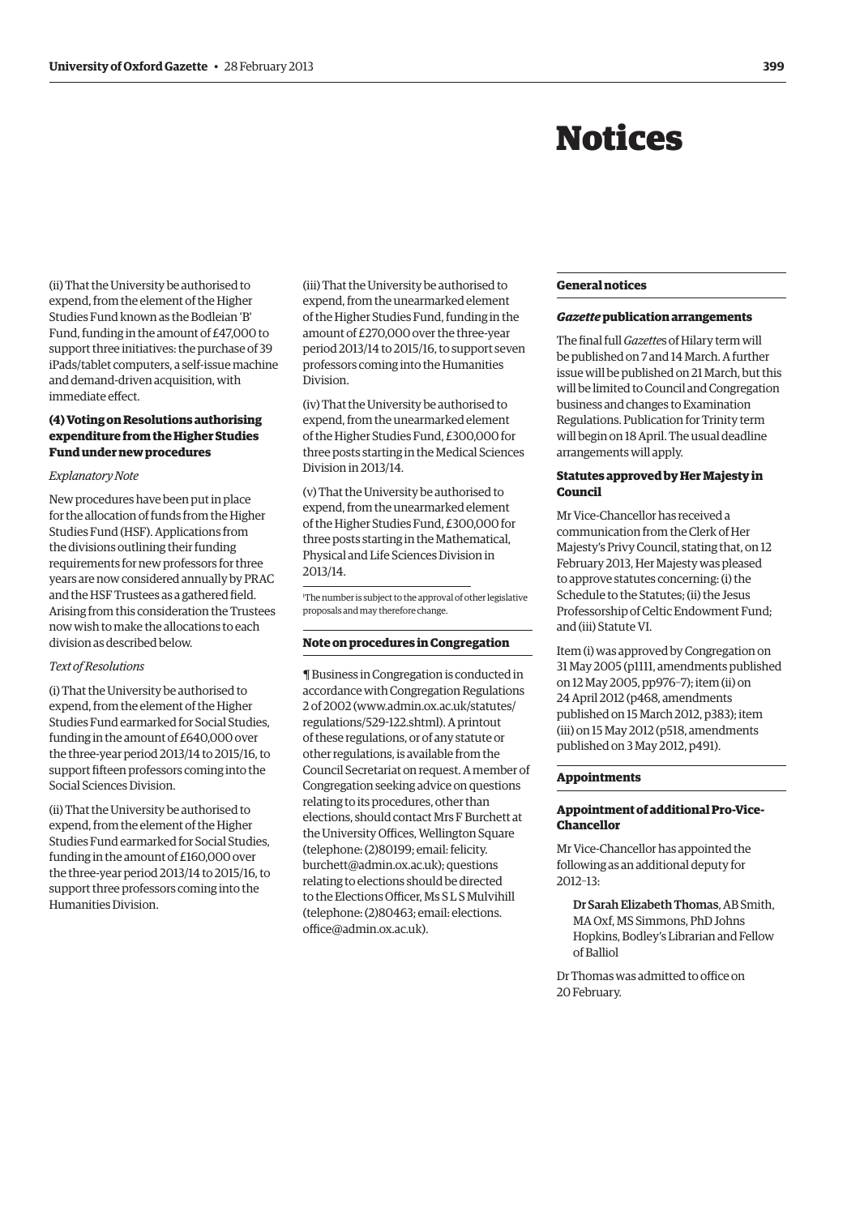# Notices

(ii) That the University be authorised to expend, from the element of the Higher Studies Fund known as the Bodleian 'B' Fund, funding in the amount of £47,000 to support three initiatives: the purchase of 39 iPads/tablet computers, a self-issue machine and demand-driven acquisition, with immediate effect.

#### (4) Voting on Resolutions authorising expenditure from the Higher Studies Fund under new procedures

*Explanatory Note*

New procedures have been put in place for the allocation of funds from the Higher Studies Fund (HSF). Applications from the divisions outlining their funding requirements for new professors for three years are now considered annually by PRAC and the HSF Trustees as a gathered field. Arising from this consideration the Trustees now wish to make the allocations to each division as described below.

*Text of Resolutions*

(i) That the University be authorised to expend, from the element of the Higher Studies Fund earmarked for Social Studies, funding in the amount of £640,000 over the three-year period 2013/14 to 2015/16, to support fifteen professors coming into the Social Sciences Division.

(ii) That the University be authorised to expend, from the element of the Higher Studies Fund earmarked for Social Studies, funding in the amount of £160,000 over the three-year period 2013/14 to 2015/16, to support three professors coming into the Humanities Division.

(iii) That the University be authorised to expend, from the unearmarked element of the Higher Studies Fund, funding in the amount of £270,000 over the three-year period 2013/14 to 2015/16, to support seven professors coming into the Humanities Division.

(iv) That the University be authorised to expend, from the unearmarked element of the Higher Studies Fund, £300,000 for three posts starting in the Medical Sciences Division in 2013/14.

(v) That the University be authorised to expend, from the unearmarked element of the Higher Studies Fund, £300,000 for three posts starting in the Mathematical, Physical and Life Sciences Division in 2013/14.

[1]The number is subject to the approval of other legislative proposals and may therefore change.

#### Note on procedures in Congregation

¶ Business in Congregation is conducted in accordance with Congregation Regulations 2 of 2002 (www.admin.ox.ac.uk/statutes/regulations/529-122.shtml). A printout of these regulations, or of any statute or other regulations, is available from the Council Secretariat on request. A member of Congregation seeking advice on questions relating to its procedures, other than elections, should contact Mrs F Burchett at the University Offices, Wellington Square (telephone: (2)80199; email: felicity.burchett@admin.ox.ac.uk); questions relating to elections should be directed to the Elections Officer, Ms S L S Mulvihill (telephone: (2)80463; email: elections.office@admin.ox.ac.uk).

## General notices

#### *Gazette* publication arrangements

The final full *Gazette*s of Hilary term will be published on 7 and 14 March. A further issue will be published on 21 March, but this will be limited to Council and Congregation business and changes to Examination Regulations. Publication for Trinity term will begin on 18 April. The usual deadline arrangements will apply.

#### Statutes approved by Her Majesty in Council

Mr Vice-Chancellor has received a communication from the Clerk of Her Majesty's Privy Council, stating that, on 12 February 2013, Her Majesty was pleased to approve statutes concerning: (i) the Schedule to the Statutes; (ii) the Jesus Professorship of Celtic Endowment Fund; and (iii) Statute VI.

Item (i) was approved by Congregation on 31 May 2005 (p1111, amendments published on 12 May 2005, pp976–7); item (ii) on 24 April 2012 (p468, amendments published on 15 March 2012, p383); item (iii) on 15 May 2012 (p518, amendments published on 3 May 2012, p491).

## Appointments

#### Appointment of additional Pro-Vice-Chancellor

Mr Vice-Chancellor has appointed the following as an additional deputy for 2012–13:

> **Dr Sarah Elizabeth Thomas**, AB Smith, MA Oxf, MS Simmons, PhD Johns Hopkins, Bodley's Librarian and Fellow of Balliol

Dr Thomas was admitted to office on 20 February.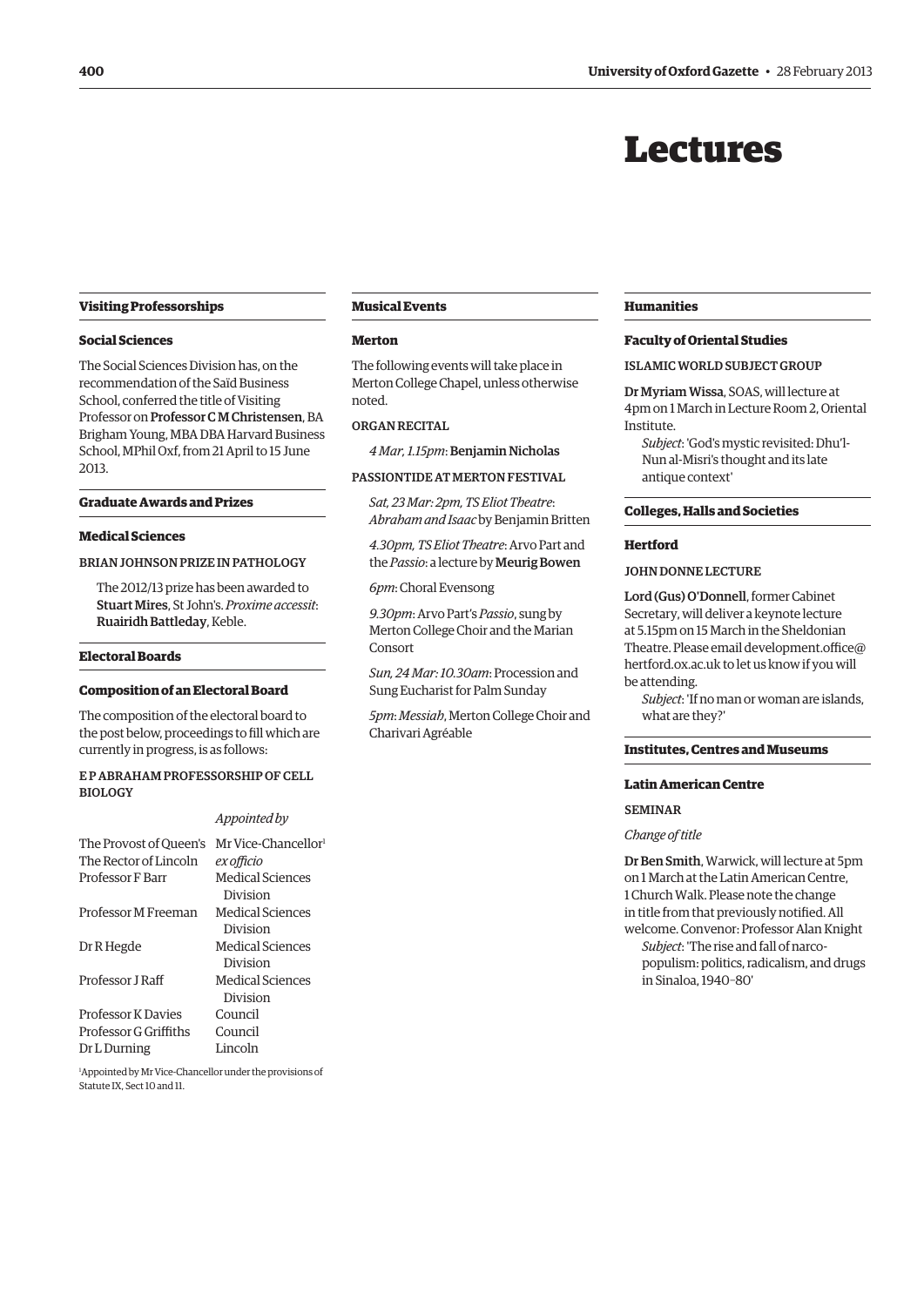# Lectures

## Visiting Professorships

### Social Sciences

The Social Sciences Division has, on the recommendation of the Saïd Business School, conferred the title of Visiting Professor on **Professor C M Christensen**, BA Brigham Young, MBA DBA Harvard Business School, MPhil Oxf, from 21 April to 15 June 2013.

## Graduate Awards and Prizes

### Medical Sciences

BRIAN JOHNSON PRIZE IN PATHOLOGY

The 2012/13 prize has been awarded to **Stuart Mires**, St John's. *Proxime accessit*: **Ruairidh Battleday**, Keble.

## Electoral Boards

### Composition of an Electoral Board

The composition of the electoral board to the post below, proceedings to fill which are currently in progress, is as follows:

E P ABRAHAM PROFESSORSHIP OF CELL BIOLOGY

| | *Appointed by* |
|---|---|
| The Provost of Queen's | Mr Vice-Chancellor[1] |
| The Rector of Lincoln | *ex officio* |
| Professor F Barr | Medical Sciences Division |
| Professor M Freeman | Medical Sciences Division |
| Dr R Hegde | Medical Sciences Division |
| Professor J Raff | Medical Sciences Division |
| Professor K Davies | Council |
| Professor G Griffiths | Council |
| Dr L Durning | Lincoln |

[1]Appointed by Mr Vice-Chancellor under the provisions of Statute IX, Sect 10 and 11.

## Musical Events

### Merton

The following events will take place in Merton College Chapel, unless otherwise noted.

ORGAN RECITAL

*4 Mar, 1.15pm*: **Benjamin Nicholas**

PASSIONTIDE AT MERTON FESTIVAL

*Sat, 23 Mar: 2pm, TS Eliot Theatre*: *Abraham and Isaac* by Benjamin Britten

*4.30pm, TS Eliot Theatre*: Arvo Part and the *Passio*: a lecture by **Meurig Bowen**

*6pm*: Choral Evensong

*9.30pm*: Arvo Part's *Passio*, sung by Merton College Choir and the Marian Consort

*Sun, 24 Mar: 10.30am*: Procession and Sung Eucharist for Palm Sunday

*5pm*: *Messiah*, Merton College Choir and Charivari Agréable

## Humanities

### Faculty of Oriental Studies

ISLAMIC WORLD SUBJECT GROUP

**Dr Myriam Wissa**, SOAS, will lecture at 4pm on 1 March in Lecture Room 2, Oriental Institute.

*Subject*: 'God's mystic revisited: Dhu'l-Nun al-Misri's thought and its late antique context'

## Colleges, Halls and Societies

### Hertford

JOHN DONNE LECTURE

**Lord (Gus) O'Donnell**, former Cabinet Secretary, will deliver a keynote lecture at 5.15pm on 15 March in the Sheldonian Theatre. Please email development.office@hertford.ox.ac.uk to let us know if you will be attending.

*Subject*: 'If no man or woman are islands, what are they?'

## Institutes, Centres and Museums

### Latin American Centre

SEMINAR

*Change of title*

**Dr Ben Smith**, Warwick, will lecture at 5pm on 1 March at the Latin American Centre, 1 Church Walk. Please note the change in title from that previously notified. All welcome. Convenor: Professor Alan Knight

*Subject*: 'The rise and fall of narco-populism: politics, radicalism, and drugs in Sinaloa, 1940–80'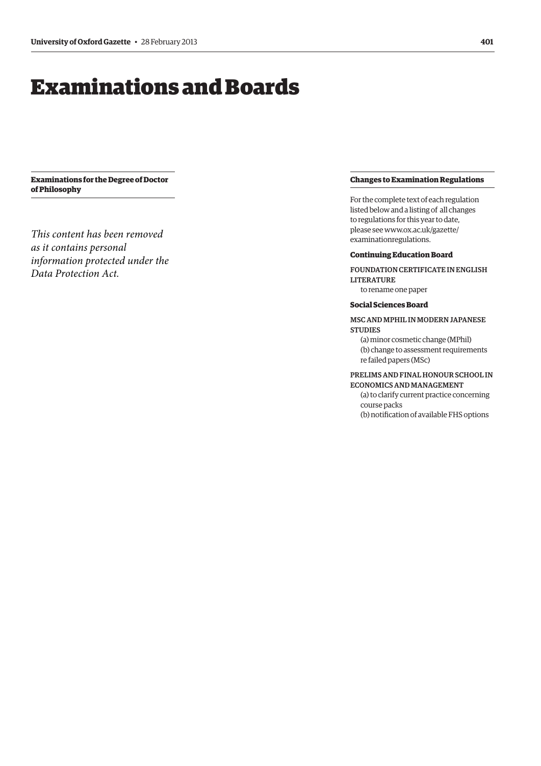# Examinations and Boards

## Examinations for the Degree of Doctor of Philosophy

*This content has been removed as it contains personal information protected under the Data Protection Act.*

## Changes to Examination Regulations

For the complete text of each regulation listed below and a listing of all changes to regulations for this year to date, please see www.ox.ac.uk/gazette/examinationregulations.

### Continuing Education Board

FOUNDATION CERTIFICATE IN ENGLISH LITERATURE

to rename one paper

### Social Sciences Board

MSC AND MPHIL IN MODERN JAPANESE STUDIES

(a) minor cosmetic change (MPhil)
(b) change to assessment requirements re failed papers (MSc)

PRELIMS AND FINAL HONOUR SCHOOL IN ECONOMICS AND MANAGEMENT

(a) to clarify current practice concerning course packs
(b) notification of available FHS options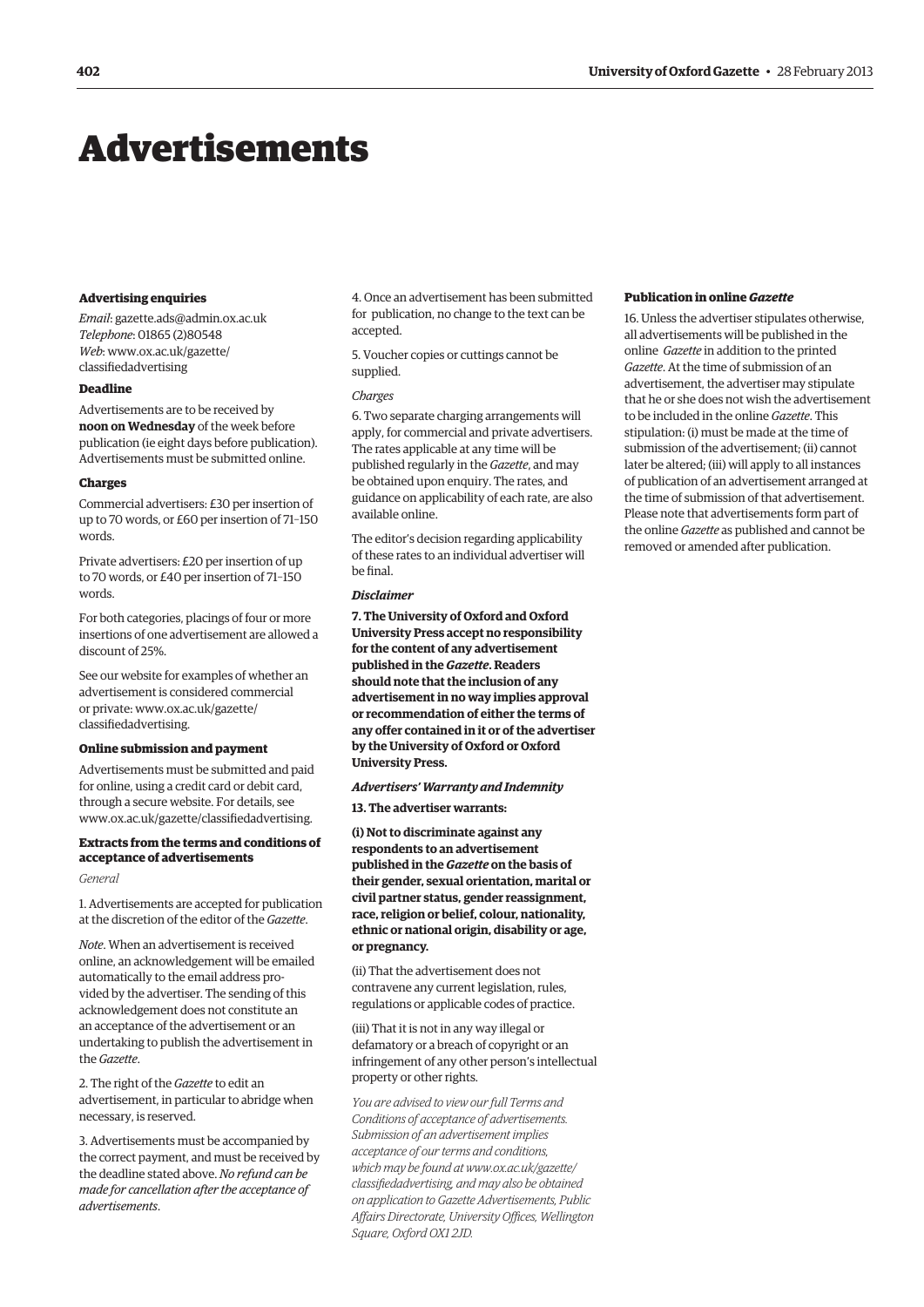# Advertisements

### Advertising enquiries

*Email*: gazette.ads@admin.ox.ac.uk
*Telephone*: 01865 (2)80548
*Web*: www.ox.ac.uk/gazette/classifiedadvertising

### Deadline

Advertisements are to be received by **noon on Wednesday** of the week before publication (ie eight days before publication). Advertisements must be submitted online.

### Charges

Commercial advertisers: £30 per insertion of up to 70 words, or £60 per insertion of 71–150 words.

Private advertisers: £20 per insertion of up to 70 words, or £40 per insertion of 71–150 words.

For both categories, placings of four or more insertions of one advertisement are allowed a discount of 25%.

See our website for examples of whether an advertisement is considered commercial or private: www.ox.ac.uk/gazette/classifiedadvertising.

### Online submission and payment

Advertisements must be submitted and paid for online, using a credit card or debit card, through a secure website. For details, see www.ox.ac.uk/gazette/classifiedadvertising.

### Extracts from the terms and conditions of acceptance of advertisements

*General*

1. Advertisements are accepted for publication at the discretion of the editor of the *Gazette*.

*Note*. When an advertisement is received online, an acknowledgement will be emailed automatically to the email address provided by the advertiser. The sending of this acknowledgement does not constitute an an acceptance of the advertisement or an undertaking to publish the advertisement in the *Gazette*.

2. The right of the *Gazette* to edit an advertisement, in particular to abridge when necessary, is reserved.

3. Advertisements must be accompanied by the correct payment, and must be received by the deadline stated above. *No refund can be made for cancellation after the acceptance of advertisements*.

4. Once an advertisement has been submitted for publication, no change to the text can be accepted.

5. Voucher copies or cuttings cannot be supplied.

*Charges*

6. Two separate charging arrangements will apply, for commercial and private advertisers. The rates applicable at any time will be published regularly in the *Gazette*, and may be obtained upon enquiry. The rates, and guidance on applicability of each rate, are also available online.

The editor's decision regarding applicability of these rates to an individual advertiser will be final.

***Disclaimer***

**7. The University of Oxford and Oxford University Press accept no responsibility for the content of any advertisement published in the *Gazette*. Readers should note that the inclusion of any advertisement in no way implies approval or recommendation of either the terms of any offer contained in it or of the advertiser by the University of Oxford or Oxford University Press.**

***Advertisers' Warranty and Indemnity***

**13. The advertiser warrants:**

**(i) Not to discriminate against any respondents to an advertisement published in the *Gazette* on the basis of their gender, sexual orientation, marital or civil partner status, gender reassignment, race, religion or belief, colour, nationality, ethnic or national origin, disability or age, or pregnancy.**

(ii) That the advertisement does not contravene any current legislation, rules, regulations or applicable codes of practice.

(iii) That it is not in any way illegal or defamatory or a breach of copyright or an infringement of any other person's intellectual property or other rights.

*You are advised to view our full Terms and Conditions of acceptance of advertisements. Submission of an advertisement implies acceptance of our terms and conditions, which may be found at www.ox.ac.uk/gazette/classifiedadvertising, and may also be obtained on application to Gazette Advertisements, Public Affairs Directorate, University Offices, Wellington Square, Oxford OX1 2JD.*

### Publication in online *Gazette*

16. Unless the advertiser stipulates otherwise, all advertisements will be published in the online *Gazette* in addition to the printed *Gazette*. At the time of submission of an advertisement, the advertiser may stipulate that he or she does not wish the advertisement to be included in the online *Gazette*. This stipulation: (i) must be made at the time of submission of the advertisement; (ii) cannot later be altered; (iii) will apply to all instances of publication of an advertisement arranged at the time of submission of that advertisement. Please note that advertisements form part of the online *Gazette* as published and cannot be removed or amended after publication.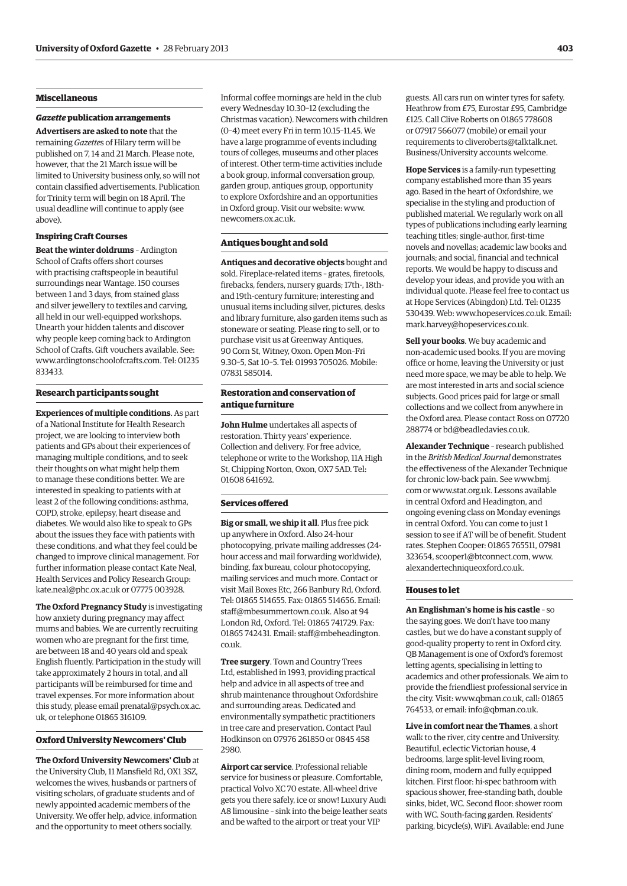## Miscellaneous

### *Gazette* publication arrangements

**Advertisers are asked to note** that the remaining *Gazette*s of Hilary term will be published on 7, 14 and 21 March. Please note, however, that the 21 March issue will be limited to University business only, so will not contain classified advertisements. Publication for Trinity term will begin on 18 April. The usual deadline will continue to apply (see above).

### Inspiring Craft Courses

**Beat the winter doldrums** – Ardington School of Crafts offers short courses with practising craftspeople in beautiful surroundings near Wantage. 150 courses between 1 and 3 days, from stained glass and silver jewellery to textiles and carving, all held in our well-equipped workshops. Unearth your hidden talents and discover why people keep coming back to Ardington School of Crafts. Gift vouchers available. See: www.ardingtonschoolofcrafts.com. Tel: 01235 833433.

## Research participants sought

**Experiences of multiple conditions**. As part of a National Institute for Health Research project, we are looking to interview both patients and GPs about their experiences of managing multiple conditions, and to seek their thoughts on what might help them to manage these conditions better. We are interested in speaking to patients with at least 2 of the following conditions: asthma, COPD, stroke, epilepsy, heart disease and diabetes. We would also like to speak to GPs about the issues they face with patients with these conditions, and what they feel could be changed to improve clinical management. For further information please contact Kate Neal, Health Services and Policy Research Group: kate.neal@phc.ox.ac.uk or 07775 003928.

**The Oxford Pregnancy Study** is investigating how anxiety during pregnancy may affect mums and babies. We are currently recruiting women who are pregnant for the first time, are between 18 and 40 years old and speak English fluently. Participation in the study will take approximately 2 hours in total, and all participants will be reimbursed for time and travel expenses. For more information about this study, please email prenatal@psych.ox.ac.uk, or telephone 01865 316109.

## Oxford University Newcomers' Club

**The Oxford University Newcomers' Club** at the University Club, 11 Mansfield Rd, OX1 3SZ, welcomes the wives, husbands or partners of visiting scholars, of graduate students and of newly appointed academic members of the University. We offer help, advice, information and the opportunity to meet others socially. Informal coffee mornings are held in the club every Wednesday 10.30–12 (excluding the Christmas vacation). Newcomers with children (0–4) meet every Fri in term 10.15–11.45. We have a large programme of events including tours of colleges, museums and other places of interest. Other term-time activities include a book group, informal conversation group, garden group, antiques group, opportunity to explore Oxfordshire and an opportunities in Oxford group. Visit our website: www.newcomers.ox.ac.uk.

## Antiques bought and sold

**Antiques and decorative objects** bought and sold. Fireplace-related items – grates, firetools, firebacks, fenders, nursery guards; 17th-, 18th- and 19th-century furniture; interesting and unusual items including silver, pictures, desks and library furniture, also garden items such as stoneware or seating. Please ring to sell, or to purchase visit us at Greenway Antiques, 90 Corn St, Witney, Oxon. Open Mon–Fri 9.30–5, Sat 10–5. Tel: 01993 705026. Mobile: 07831 585014.

## Restoration and conservation of antique furniture

**John Hulme** undertakes all aspects of restoration. Thirty years' experience. Collection and delivery. For free advice, telephone or write to the Workshop, 11A High St, Chipping Norton, Oxon, OX7 5AD. Tel: 01608 641692.

## Services offered

**Big or small, we ship it all**. Plus free pick up anywhere in Oxford. Also 24-hour photocopying, private mailing addresses (24-hour access and mail forwarding worldwide), binding, fax bureau, colour photocopying, mailing services and much more. Contact or visit Mail Boxes Etc, 266 Banbury Rd, Oxford. Tel: 01865 514655. Fax: 01865 514656. Email: staff@mbesummertown.co.uk. Also at 94 London Rd, Oxford. Tel: 01865 741729. Fax: 01865 742431. Email: staff@mbeheadington.co.uk.

**Tree surgery**. Town and Country Trees Ltd, established in 1993, providing practical help and advice in all aspects of tree and shrub maintenance throughout Oxfordshire and surrounding areas. Dedicated and environmentally sympathetic practitioners in tree care and preservation. Contact Paul Hodkinson on 07976 261850 or 0845 458 2980.

**Airport car service**. Professional reliable service for business or pleasure. Comfortable, practical Volvo XC 70 estate. All-wheel drive gets you there safely, ice or snow! Luxury Audi A8 limousine – sink into the beige leather seats and be wafted to the airport or treat your VIP guests. All cars run on winter tyres for safety. Heathrow from £75, Eurostar £95, Cambridge £125. Call Clive Roberts on 01865 778608 or 07917 566077 (mobile) or email your requirements to cliveroberts@talktalk.net. Business/University accounts welcome.

**Hope Services** is a family-run typesetting company established more than 35 years ago. Based in the heart of Oxfordshire, we specialise in the styling and production of published material. We regularly work on all types of publications including early learning teaching titles; single-author, first-time novels and novellas; academic law books and journals; and social, financial and technical reports. We would be happy to discuss and develop your ideas, and provide you with an individual quote. Please feel free to contact us at Hope Services (Abingdon) Ltd. Tel: 01235 530439. Web: www.hopeservices.co.uk. Email: mark.harvey@hopeservices.co.uk.

**Sell your books**. We buy academic and non-academic used books. If you are moving office or home, leaving the University or just need more space, we may be able to help. We are most interested in arts and social science subjects. Good prices paid for large or small collections and we collect from anywhere in the Oxford area. Please contact Ross on 07720 288774 or bd@beadledavies.co.uk.

**Alexander Technique** – research published in the *British Medical Journal* demonstrates the effectiveness of the Alexander Technique for chronic low-back pain. See www.bmj.com or www.stat.org.uk. Lessons available in central Oxford and Headington, and ongoing evening class on Monday evenings in central Oxford. You can come to just 1 session to see if AT will be of benefit. Student rates. Stephen Cooper: 01865 765511, 07981 323654, scooper1@btconnect.com, www.alexandertechniqueoxford.co.uk.

## Houses to let

**An Englishman's home is his castle** – so the saying goes. We don't have too many castles, but we do have a constant supply of good-quality property to rent in Oxford city. QB Management is one of Oxford's foremost letting agents, specialising in letting to academics and other professionals. We aim to provide the friendliest professional service in the city. Visit: www.qbman.co.uk, call: 01865 764533, or email: info@qbman.co.uk.

**Live in comfort near the Thames**, a short walk to the river, city centre and University. Beautiful, eclectic Victorian house, 4 bedrooms, large split-level living room, dining room, modern and fully equipped kitchen. First floor: hi-spec bathroom with spacious shower, free-standing bath, double sinks, bidet, WC. Second floor: shower room with WC. South-facing garden. Residents' parking, bicycle(s), WiFi. Available: end June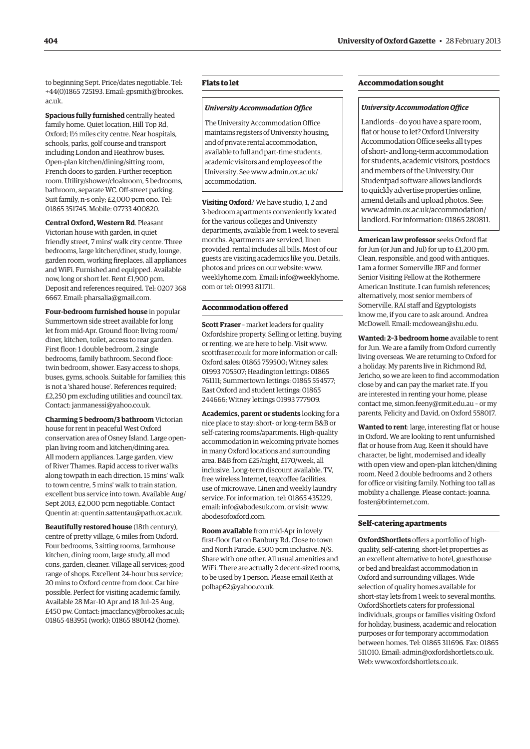to beginning Sept. Price/dates negotiable. Tel: +44(0)1865 725193. Email: gpsmith@brookes.ac.uk.

**Spacious fully furnished** centrally heated family home. Quiet location, Hill Top Rd, Oxford; 1½ miles city centre. Near hospitals, schools, parks, golf course and transport including London and Heathrow buses. Open-plan kitchen/dining/sitting room, French doors to garden. Further reception room. Utility/shower/cloakroom, 5 bedrooms, bathroom, separate WC. Off-street parking. Suit family, n-s only; £2,000 pcm ono. Tel: 01865 351745. Mobile: 07733 400820.

**Central Oxford, Western Rd**. Pleasant Victorian house with garden, in quiet friendly street, 7 mins' walk city centre. Three bedrooms, large kitchen/diner, study, lounge, garden room, working fireplaces, all appliances and WiFi. Furnished and equipped. Available now, long or short let. Rent £1,900 pcm. Deposit and references required. Tel: 0207 368 6667. Email: pharsalia@gmail.com.

**Four-bedroom furnished house** in popular Summertown side street available for long let from mid-Apr. Ground floor: living room/diner, kitchen, toilet, access to rear garden. First floor: 1 double bedroom, 2 single bedrooms, family bathroom. Second floor: twin bedroom, shower. Easy access to shops, buses, gyms, schools. Suitable for families; this is not a 'shared house'. References required; £2,250 pm excluding utilities and council tax. Contact: janmanessi@yahoo.co.uk.

**Charming 5 bedroom/3 bathroom** Victorian house for rent in peaceful West Oxford conservation area of Osney Island. Large open-plan living room and kitchen/dining area. All modern appliances. Large garden, view of River Thames. Rapid access to river walks along towpath in each direction. 15 mins' walk to town centre, 5 mins' walk to train station, excellent bus service into town. Available Aug/Sept 2013, £2,000 pcm negotiable. Contact Quentin at: quentin.sattentau@path.ox.ac.uk.

**Beautifully restored house** (18th century), centre of pretty village, 6 miles from Oxford. Four bedrooms, 3 sitting rooms, farmhouse kitchen, dining room, large study, all mod cons, garden, cleaner. Village all services; good range of shops. Excellent 24-hour bus service; 20 mins to Oxford centre from door. Car hire possible. Perfect for visiting academic family. Available 28 Mar–10 Apr and 18 Jul–25 Aug, £450 pw. Contact: jmacclancy@brookes.ac.uk; 01865 483951 (work); 01865 880142 (home).

### Flats to let

#### *University Accommodation Office*

The University Accommodation Office maintains registers of University housing, and of private rental accommodation, available to full and part-time students, academic visitors and employees of the University. See www.admin.ox.ac.uk/accommodation.

**Visiting Oxford**? We have studio, 1, 2 and 3-bedroom apartments conveniently located for the various colleges and University departments, available from 1 week to several months. Apartments are serviced, linen provided, rental includes all bills. Most of our guests are visiting academics like you. Details, photos and prices on our website: www.weeklyhome.com. Email: info@weeklyhome.com or tel: 01993 811711.

### Accommodation offered

**Scott Fraser** – market leaders for quality Oxfordshire property. Selling or letting, buying or renting, we are here to help. Visit www.scottfraser.co.uk for more information or call: Oxford sales: 01865 759500; Witney sales: 01993 705507; Headington lettings: 01865 761111; Summertown lettings: 01865 554577; East Oxford and student lettings: 01865 244666; Witney lettings 01993 777909.

**Academics, parent or students** looking for a nice place to stay: short- or long-term B&B or self-catering rooms/apartments. High-quality accommodation in welcoming private homes in many Oxford locations and surrounding area. B&B from £25/night, £170/week, all inclusive. Long-term discount available. TV, free wireless Internet, tea/coffee facilities, use of microwave. Linen and weekly laundry service. For information, tel: 01865 435229, email: info@abodesuk.com, or visit: www.abodesofoxford.com.

**Room available** from mid-Apr in lovely first-floor flat on Banbury Rd. Close to town and North Parade. £500 pcm inclusive. N/S. Share with one other. All usual amenities and WiFi. There are actually 2 decent-sized rooms, to be used by 1 person. Please email Keith at polbap62@yahoo.co.uk.

### Accommodation sought

#### *University Accommodation Office*

Landlords – do you have a spare room, flat or house to let? Oxford University Accommodation Office seeks all types of short- and long-term accommodation for students, academic visitors, postdocs and members of the University. Our Studentpad software allows landlords to quickly advertise properties online, amend details and upload photos. See: www.admin.ox.ac.uk/accommodation/landlord. For information: 01865 280811.

**American law professor** seeks Oxford flat for Jun (or Jun and Jul) for up to £1,200 pm. Clean, responsible, and good with antiques. I am a former Somerville JRF and former Senior Visiting Fellow at the Rothermere American Institute. I can furnish references; alternatively, most senior members of Somerville, RAI staff and Egyptologists know me, if you care to ask around. Andrea McDowell. Email: mcdowean@shu.edu.

**Wanted: 2–3 bedroom home** available to rent for Jun. We are a family from Oxford currently living overseas. We are returning to Oxford for a holiday. My parents live in Richmond Rd, Jericho, so we are keen to find accommodation close by and can pay the market rate. If you are interested in renting your home, please contact me, simon.feeny@rmit.edu.au – or my parents, Felicity and David, on Oxford 558017.

**Wanted to rent**: large, interesting flat or house in Oxford. We are looking to rent unfurnished flat or house from Aug. Keen it should have character, be light, modernised and ideally with open view and open-plan kitchen/dining room. Need 2 double bedrooms and 2 others for office or visiting family. Nothing too tall as mobility a challenge. Please contact: joanna.foster@btinternet.com.

### Self-catering apartments

**OxfordShortlets** offers a portfolio of high-quality, self-catering, short-let properties as an excellent alternative to hotel, guesthouse or bed and breakfast accommodation in Oxford and surrounding villages. Wide selection of quality homes available for short-stay lets from 1 week to several months. OxfordShortlets caters for professional individuals, groups or families visiting Oxford for holiday, business, academic and relocation purposes or for temporary accommodation between homes. Tel: 01865 311696. Fax: 01865 511010. Email: admin@oxfordshortlets.co.uk. Web: www.oxfordshortlets.co.uk.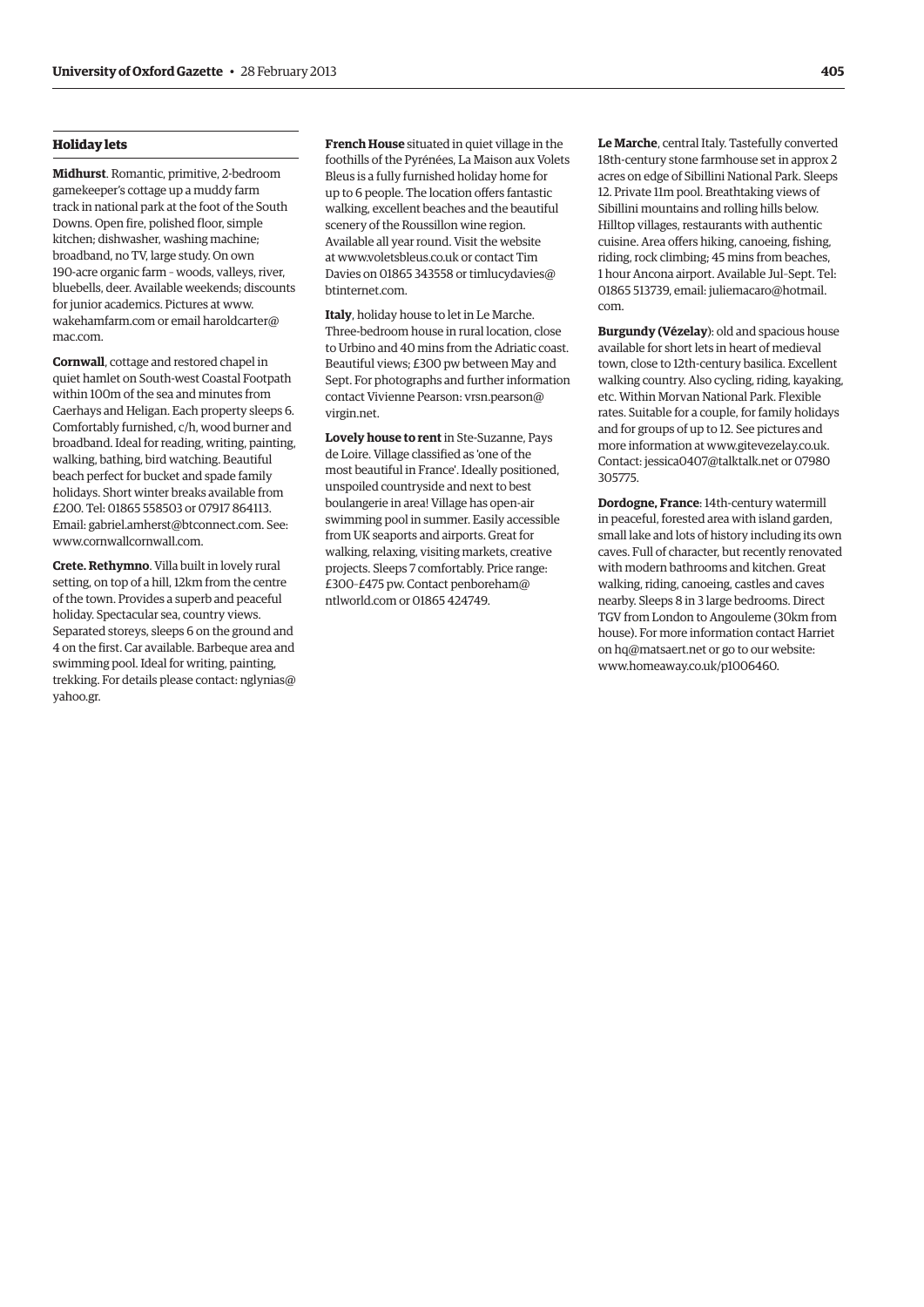## Holiday lets

**Midhurst**. Romantic, primitive, 2-bedroom gamekeeper's cottage up a muddy farm track in national park at the foot of the South Downs. Open fire, polished floor, simple kitchen; dishwasher, washing machine; broadband, no TV, large study. On own 190-acre organic farm – woods, valleys, river, bluebells, deer. Available weekends; discounts for junior academics. Pictures at www.wakehamfarm.com or email haroldcarter@mac.com.

**Cornwall**, cottage and restored chapel in quiet hamlet on South-west Coastal Footpath within 100m of the sea and minutes from Caerhays and Heligan. Each property sleeps 6. Comfortably furnished, c/h, wood burner and broadband. Ideal for reading, writing, painting, walking, bathing, bird watching. Beautiful beach perfect for bucket and spade family holidays. Short winter breaks available from £200. Tel: 01865 558503 or 07917 864113. Email: gabriel.amherst@btconnect.com. See: www.cornwallcornwall.com.

**Crete. Rethymno**. Villa built in lovely rural setting, on top of a hill, 12km from the centre of the town. Provides a superb and peaceful holiday. Spectacular sea, country views. Separated storeys, sleeps 6 on the ground and 4 on the first. Car available. Barbeque area and swimming pool. Ideal for writing, painting, trekking. For details please contact: nglynias@yahoo.gr.

**French House** situated in quiet village in the foothills of the Pyrénées, La Maison aux Volets Bleus is a fully furnished holiday home for up to 6 people. The location offers fantastic walking, excellent beaches and the beautiful scenery of the Roussillon wine region. Available all year round. Visit the website at www.voletsbleus.co.uk or contact Tim Davies on 01865 343558 or timlucydavies@btinternet.com.

**Italy**, holiday house to let in Le Marche. Three-bedroom house in rural location, close to Urbino and 40 mins from the Adriatic coast. Beautiful views; £300 pw between May and Sept. For photographs and further information contact Vivienne Pearson: vrsn.pearson@virgin.net.

**Lovely house to rent** in Ste-Suzanne, Pays de Loire. Village classified as 'one of the most beautiful in France'. Ideally positioned, unspoiled countryside and next to best boulangerie in area! Village has open-air swimming pool in summer. Easily accessible from UK seaports and airports. Great for walking, relaxing, visiting markets, creative projects. Sleeps 7 comfortably. Price range: £300–£475 pw. Contact penboreham@ntlworld.com or 01865 424749.

**Le Marche**, central Italy. Tastefully converted 18th-century stone farmhouse set in approx 2 acres on edge of Sibillini National Park. Sleeps 12. Private 11m pool. Breathtaking views of Sibillini mountains and rolling hills below. Hilltop villages, restaurants with authentic cuisine. Area offers hiking, canoeing, fishing, riding, rock climbing; 45 mins from beaches, 1 hour Ancona airport. Available Jul–Sept. Tel: 01865 513739, email: juliemacaro@hotmail.com.

**Burgundy (Vézelay)**: old and spacious house available for short lets in heart of medieval town, close to 12th-century basilica. Excellent walking country. Also cycling, riding, kayaking, etc. Within Morvan National Park. Flexible rates. Suitable for a couple, for family holidays and for groups of up to 12. See pictures and more information at www.gitevezelay.co.uk. Contact: jessica0407@talktalk.net or 07980 305775.

**Dordogne, France**: 14th-century watermill in peaceful, forested area with island garden, small lake and lots of history including its own caves. Full of character, but recently renovated with modern bathrooms and kitchen. Great walking, riding, canoeing, castles and caves nearby. Sleeps 8 in 3 large bedrooms. Direct TGV from London to Angouleme (30km from house). For more information contact Harriet on hq@matsaert.net or go to our website: www.homeaway.co.uk/p1006460.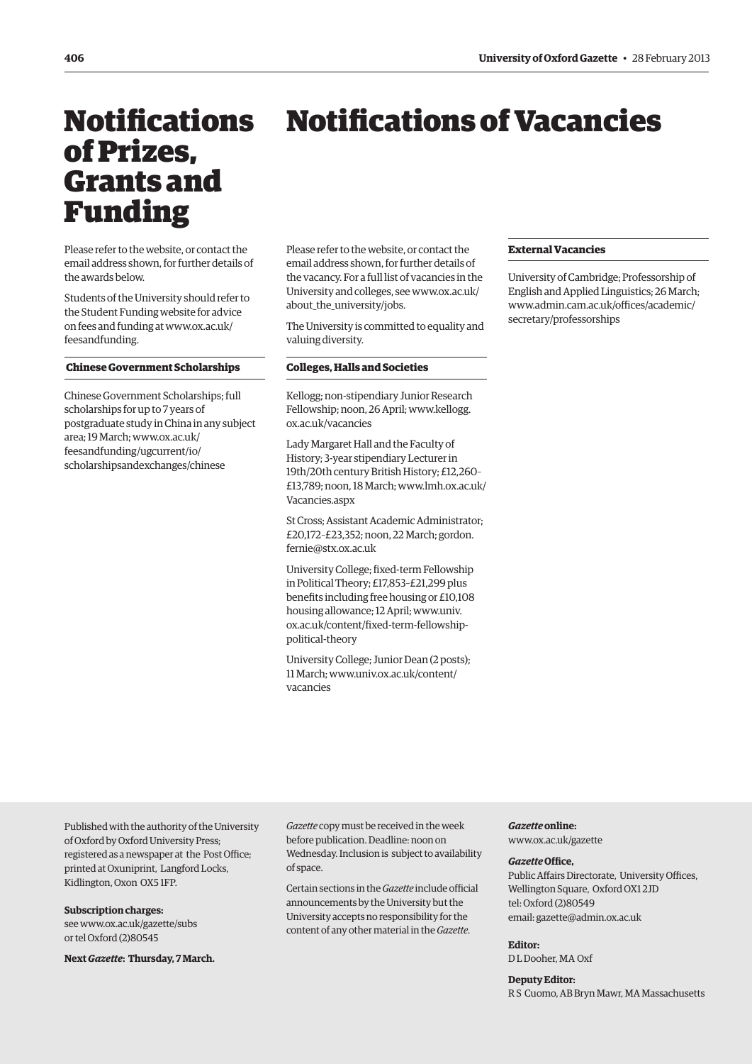# Notifications of Prizes, Grants and Funding

Please refer to the website, or contact the email address shown, for further details of the awards below.

Students of the University should refer to the Student Funding website for advice on fees and funding at www.ox.ac.uk/feesandfunding.

### Chinese Government Scholarships

Chinese Government Scholarships; full scholarships for up to 7 years of postgraduate study in China in any subject area; 19 March; www.ox.ac.uk/feesandfunding/ugcurrent/io/scholarshipsandexchanges/chinese

# Notifications of Vacancies

Please refer to the website, or contact the email address shown, for further details of the vacancy. For a full list of vacancies in the University and colleges, see www.ox.ac.uk/about_the_university/jobs.

The University is committed to equality and valuing diversity.

### Colleges, Halls and Societies

Kellogg; non-stipendiary Junior Research Fellowship; noon, 26 April; www.kellogg.ox.ac.uk/vacancies

Lady Margaret Hall and the Faculty of History; 3-year stipendiary Lecturer in 19th/20th century British History; £12,260–£13,789; noon, 18 March; www.lmh.ox.ac.uk/Vacancies.aspx

St Cross; Assistant Academic Administrator; £20,172–£23,352; noon, 22 March; gordon.fernie@stx.ox.ac.uk

University College; fixed-term Fellowship in Political Theory; £17,853–£21,299 plus benefits including free housing or £10,108 housing allowance; 12 April; www.univ.ox.ac.uk/content/fixed-term-fellowship-political-theory

University College; Junior Dean (2 posts); 11 March; www.univ.ox.ac.uk/content/vacancies

### External Vacancies

University of Cambridge; Professorship of English and Applied Linguistics; 26 March; www.admin.cam.ac.uk/offices/academic/secretary/professorships

---

Published with the authority of the University of Oxford by Oxford University Press; registered as a newspaper at the Post Office; printed at Oxuniprint, Langford Locks, Kidlington, Oxon OX5 1FP.

**Subscription charges:**
see www.ox.ac.uk/gazette/subs or tel Oxford (2)80545

**Next *Gazette*: Thursday, 7 March.**

*Gazette* copy must be received in the week before publication. Deadline: noon on Wednesday. Inclusion is subject to availability of space.

Certain sections in the *Gazette* include official announcements by the University but the University accepts no responsibility for the content of any other material in the *Gazette*.

***Gazette* online:**
www.ox.ac.uk/gazette

***Gazette* Office,**
Public Affairs Directorate, University Offices, Wellington Square, Oxford OX1 2JD
tel: Oxford (2)80549
email: gazette@admin.ox.ac.uk

**Editor:**
D L Dooher, MA Oxf

**Deputy Editor:**
R S Cuomo, AB Bryn Mawr, MA Massachusetts